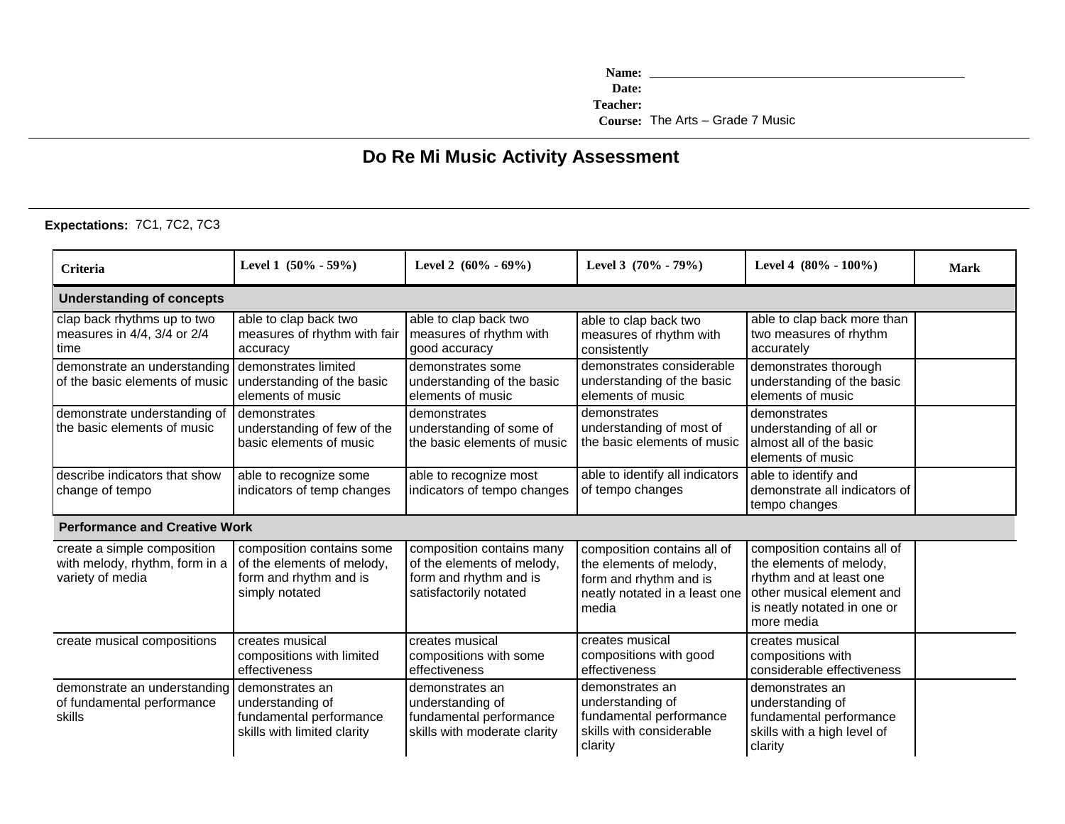**Name:** ______________________________________________
**Date:**
**Teacher:**
**Course:** The Arts – Grade 7 Music

# Do Re Mi Music Activity Assessment

**Expectations:** 7C1, 7C2, 7C3

| Criteria | Level 1 (50% - 59%) | Level 2 (60% - 69%) | Level 3 (70% - 79%) | Level 4 (80% - 100%) | Mark |
|---|---|---|---|---|---|
| **Understanding of concepts** | | | | | |
| clap back rhythms up to two measures in 4/4, 3/4 or 2/4 time | able to clap back two measures of rhythm with fair accuracy | able to clap back two measures of rhythm with good accuracy | able to clap back two measures of rhythm with consistently | able to clap back more than two measures of rhythm accurately | |
| demonstrate an understanding of the basic elements of music | demonstrates limited understanding of the basic elements of music | demonstrates some understanding of the basic elements of music | demonstrates considerable understanding of the basic elements of music | demonstrates thorough understanding of the basic elements of music | |
| demonstrate understanding of the basic elements of music | demonstrates understanding of few of the basic elements of music | demonstrates understanding of some of the basic elements of music | demonstrates understanding of most of the basic elements of music | demonstrates understanding of all or almost all of the basic elements of music | |
| describe indicators that show change of tempo | able to recognize some indicators of temp changes | able to recognize most indicators of tempo changes | able to identify all indicators of tempo changes | able to identify and demonstrate all indicators of tempo changes | |
| **Performance and Creative Work** | | | | | |
| create a simple composition with melody, rhythm, form in a variety of media | composition contains some of the elements of melody, form and rhythm and is simply notated | composition contains many of the elements of melody, form and rhythm and is satisfactorily notated | composition contains all of the elements of melody, form and rhythm and is neatly notated in a least one media | composition contains all of the elements of melody, rhythm and at least one other musical element and is neatly notated in one or more media | |
| create musical compositions | creates musical compositions with limited effectiveness | creates musical compositions with some effectiveness | creates musical compositions with good effectiveness | creates musical compositions with considerable effectiveness | |
| demonstrate an understanding of fundamental performance skills | demonstrates an understanding of fundamental performance skills with limited clarity | demonstrates an understanding of fundamental performance skills with moderate clarity | demonstrates an understanding of fundamental performance skills with considerable clarity | demonstrates an understanding of fundamental performance skills with a high level of clarity | |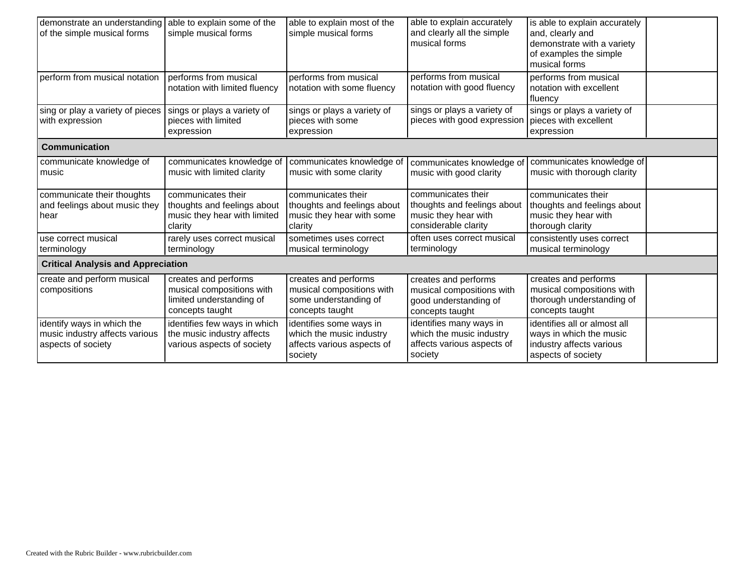| | | | | | |
|---|---|---|---|---|---|
| demonstrate an understanding of the simple musical forms | able to explain some of the simple musical forms | able to explain most of the simple musical forms | able to explain accurately and clearly all the simple musical forms | is able to explain accurately and, clearly and demonstrate with a variety of examples the simple musical forms | |
| perform from musical notation | performs from musical notation with limited fluency | performs from musical notation with some fluency | performs from musical notation with good fluency | performs from musical notation with excellent fluency | |
| sing or play a variety of pieces with expression | sings or plays a variety of pieces with limited expression | sings or plays a variety of pieces with some expression | sings or plays a variety of pieces with good expression | sings or plays a variety of pieces with excellent expression | |
| **Communication** | | | | | |
| communicate knowledge of music | communicates knowledge of music with limited clarity | communicates knowledge of music with some clarity | communicates knowledge of music with good clarity | communicates knowledge of music with thorough clarity | |
| communicate their thoughts and feelings about music they hear | communicates their thoughts and feelings about music they hear with limited clarity | communicates their thoughts and feelings about music they hear with some clarity | communicates their thoughts and feelings about music they hear with considerable clarity | communicates their thoughts and feelings about music they hear with thorough clarity | |
| use correct musical terminology | rarely uses correct musical terminology | sometimes uses correct musical terminology | often uses correct musical terminology | consistently uses correct musical terminology | |
| **Critical Analysis and Appreciation** | | | | | |
| create and perform musical compositions | creates and performs musical compositions with limited understanding of concepts taught | creates and performs musical compositions with some understanding of concepts taught | creates and performs musical compositions with good understanding of concepts taught | creates and performs musical compositions with thorough understanding of concepts taught | |
| identify ways in which the music industry affects various aspects of society | identifies few ways in which the music industry affects various aspects of society | identifies some ways in which the music industry affects various aspects of society | identifies many ways in which the music industry affects various aspects of society | identifies all or almost all ways in which the music industry affects various aspects of society | |

Created with the Rubric Builder - www.rubricbuilder.com